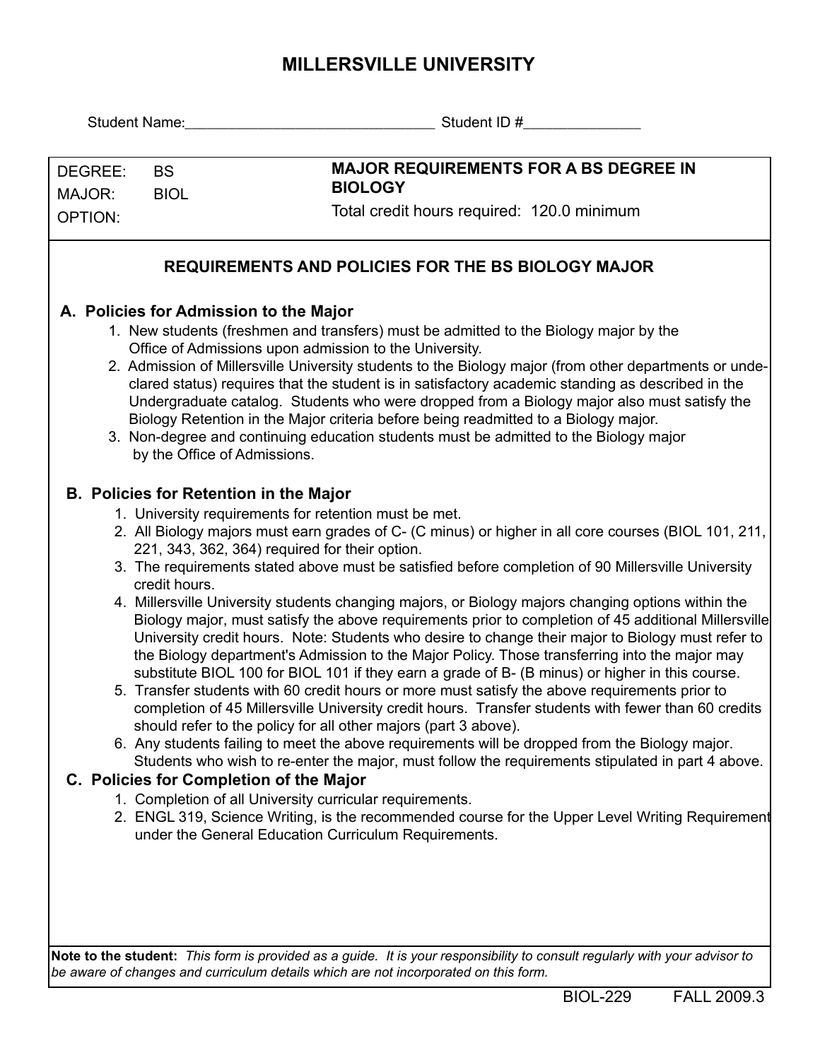# MILLERSVILLE UNIVERSITY

Student Name:_______________________________ Student ID #______________

| DEGREE: BS<br>MAJOR: BIOL<br>OPTION: | **MAJOR REQUIREMENTS FOR A BS DEGREE IN BIOLOGY**<br>Total credit hours required: 120.0 minimum |
|---|---|

## REQUIREMENTS AND POLICIES FOR THE BS BIOLOGY MAJOR

### A. Policies for Admission to the Major

1. New students (freshmen and transfers) must be admitted to the Biology major by the Office of Admissions upon admission to the University.
2. Admission of Millersville University students to the Biology major (from other departments or undeclared status) requires that the student is in satisfactory academic standing as described in the Undergraduate catalog. Students who were dropped from a Biology major also must satisfy the Biology Retention in the Major criteria before being readmitted to a Biology major.
3. Non-degree and continuing education students must be admitted to the Biology major by the Office of Admissions.

### B. Policies for Retention in the Major

1. University requirements for retention must be met.
2. All Biology majors must earn grades of C- (C minus) or higher in all core courses (BIOL 101, 211, 221, 343, 362, 364) required for their option.
3. The requirements stated above must be satisfied before completion of 90 Millersville University credit hours.
4. Millersville University students changing majors, or Biology majors changing options within the Biology major, must satisfy the above requirements prior to completion of 45 additional Millersville University credit hours. Note: Students who desire to change their major to Biology must refer to the Biology department's Admission to the Major Policy. Those transferring into the major may substitute BIOL 100 for BIOL 101 if they earn a grade of B- (B minus) or higher in this course.
5. Transfer students with 60 credit hours or more must satisfy the above requirements prior to completion of 45 Millersville University credit hours. Transfer students with fewer than 60 credits should refer to the policy for all other majors (part 3 above).
6. Any students failing to meet the above requirements will be dropped from the Biology major. Students who wish to re-enter the major, must follow the requirements stipulated in part 4 above.

### C. Policies for Completion of the Major

1. Completion of all University curricular requirements.
2. ENGL 319, Science Writing, is the recommended course for the Upper Level Writing Requirement under the General Education Curriculum Requirements.

**Note to the student:** *This form is provided as a guide. It is your responsibility to consult regularly with your advisor to be aware of changes and curriculum details which are not incorporated on this form.*

BIOL-229 FALL 2009.3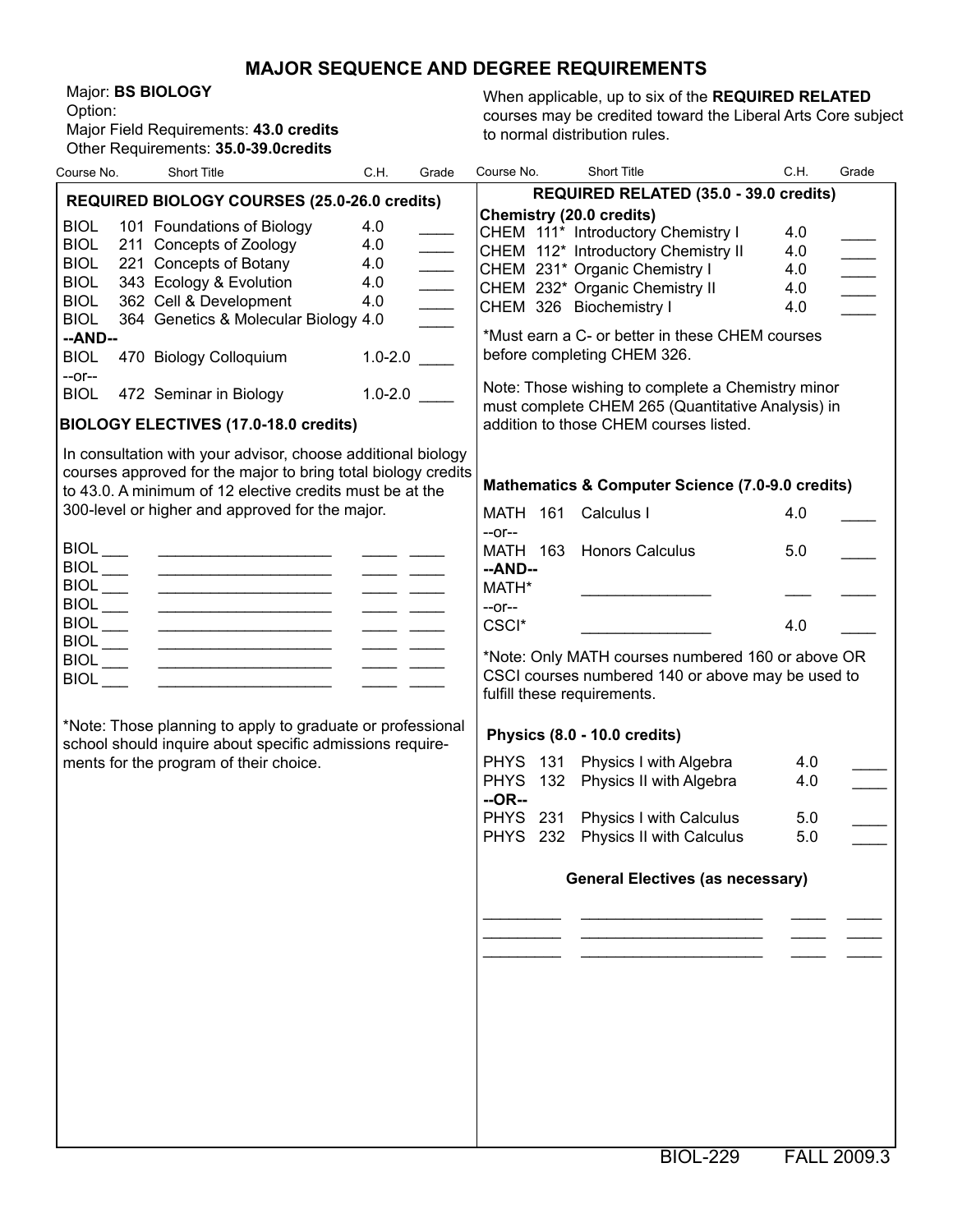# MAJOR SEQUENCE AND DEGREE REQUIREMENTS

Major: **BS BIOLOGY**
Option:
Major Field Requirements: **43.0 credits**
Other Requirements: **35.0-39.0credits**

When applicable, up to six of the **REQUIRED RELATED** courses may be credited toward the Liberal Arts Core subject to normal distribution rules.

## REQUIRED BIOLOGY COURSES (25.0-26.0 credits)

| Course No. | Short Title | C.H. | Grade |
|---|---|---|---|
| BIOL 101 | Foundations of Biology | 4.0 | ____ |
| BIOL 211 | Concepts of Zoology | 4.0 | ____ |
| BIOL 221 | Concepts of Botany | 4.0 | ____ |
| BIOL 343 | Ecology & Evolution | 4.0 | ____ |
| BIOL 362 | Cell & Development | 4.0 | ____ |
| BIOL 364 | Genetics & Molecular Biology | 4.0 | ____ |
| **--AND--** | | | |
| BIOL 470 | Biology Colloquium | 1.0-2.0 | ____ |
| --or-- | | | |
| BIOL 472 | Seminar in Biology | 1.0-2.0 | ____ |

## BIOLOGY ELECTIVES (17.0-18.0 credits)

In consultation with your advisor, choose additional biology courses approved for the major to bring total biology credits to 43.0. A minimum of 12 elective credits must be at the 300-level or higher and approved for the major.

| Course No. | Short Title | C.H. | Grade |
|---|---|---|---|
| BIOL ___ | ____________________ | ____ | ____ |
| BIOL ___ | ____________________ | ____ | ____ |
| BIOL ___ | ____________________ | ____ | ____ |
| BIOL ___ | ____________________ | ____ | ____ |
| BIOL ___ | ____________________ | ____ | ____ |
| BIOL ___ | ____________________ | ____ | ____ |
| BIOL ___ | ____________________ | ____ | ____ |
| BIOL ___ | ____________________ | ____ | ____ |

*Note: Those planning to apply to graduate or professional school should inquire about specific admissions requirements for the program of their choice.

## REQUIRED RELATED (35.0 - 39.0 credits)

### Chemistry (20.0 credits)

| Course No. | Short Title | C.H. | Grade |
|---|---|---|---|
| CHEM 111* | Introductory Chemistry I | 4.0 | ____ |
| CHEM 112* | Introductory Chemistry II | 4.0 | ____ |
| CHEM 231* | Organic Chemistry I | 4.0 | ____ |
| CHEM 232* | Organic Chemistry II | 4.0 | ____ |
| CHEM 326 | Biochemistry I | 4.0 | ____ |

*Must earn a C- or better in these CHEM courses before completing CHEM 326.

Note: Those wishing to complete a Chemistry minor must complete CHEM 265 (Quantitative Analysis) in addition to those CHEM courses listed.

### Mathematics & Computer Science (7.0-9.0 credits)

| Course No. | Short Title | C.H. | Grade |
|---|---|---|---|
| MATH 161 | Calculus I | 4.0 | ____ |
| --or-- | | | |
| MATH 163 | Honors Calculus | 5.0 | ____ |
| **--AND--** | | | |
| MATH* | _______________ | ___ | ____ |
| --or-- | | | |
| CSCI* | _______________ | 4.0 | ____ |

*Note: Only MATH courses numbered 160 or above OR CSCI courses numbered 140 or above may be used to fulfill these requirements.

### Physics (8.0 - 10.0 credits)

| Course No. | Short Title | C.H. | Grade |
|---|---|---|---|
| PHYS 131 | Physics I with Algebra | 4.0 | ____ |
| PHYS 132 | Physics II with Algebra | 4.0 | ____ |
| **--OR--** | | | |
| PHYS 231 | Physics I with Calculus | 5.0 | ____ |
| PHYS 232 | Physics II with Calculus | 5.0 | ____ |

### General Electives (as necessary)

| Course No. | Short Title | C.H. | Grade |
|---|---|---|---|
| _________ | ____________________ | ____ | ____ |
| _________ | ____________________ | ____ | ____ |
| _________ | ____________________ | ____ | ____ |

BIOL-229 FALL 2009.3